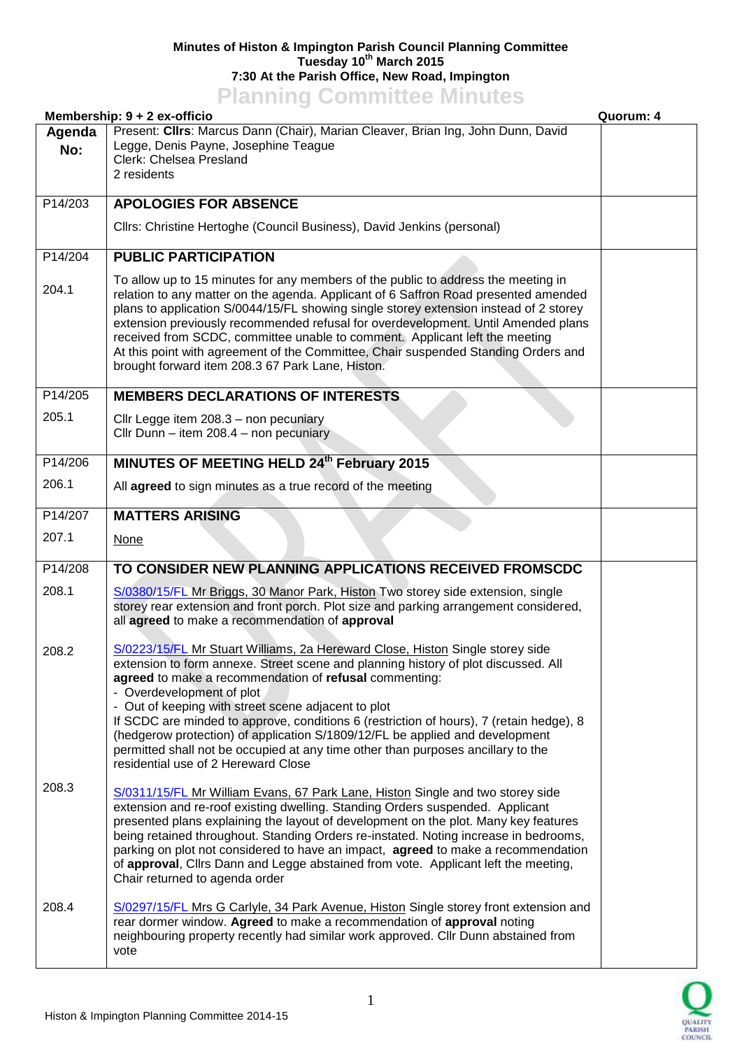**Minutes of Histon & Impington Parish Council Planning Committee**
**Tuesday 10th March 2015**
**7:30 At the Parish Office, New Road, Impington**

# Planning Committee Minutes

**Membership: 9 + 2 ex-officio** **Quorum: 4**

| Agenda No: | Present: **Cllrs**: Marcus Dann (Chair), Marian Cleaver, Brian Ing, John Dunn, David Legge, Denis Payne, Josephine Teague<br>Clerk: Chelsea Presland<br>2 residents | |
|---|---|---|
| P14/203 | **APOLOGIES FOR ABSENCE** | |
| | Cllrs: Christine Hertoghe (Council Business), David Jenkins (personal) | |
| P14/204 | **PUBLIC PARTICIPATION** | |
| 204.1 | To allow up to 15 minutes for any members of the public to address the meeting in relation to any matter on the agenda. Applicant of 6 Saffron Road presented amended plans to application S/0044/15/FL showing single storey extension instead of 2 storey extension previously recommended refusal for overdevelopment. Until Amended plans received from SCDC, committee unable to comment. Applicant left the meeting<br>At this point with agreement of the Committee, Chair suspended Standing Orders and brought forward item 208.3 67 Park Lane, Histon. | |
| P14/205 | **MEMBERS DECLARATIONS OF INTERESTS** | |
| 205.1 | Cllr Legge item 208.3 – non pecuniary<br>Cllr Dunn – item 208.4 – non pecuniary | |
| P14/206 | **MINUTES OF MEETING HELD 24th February 2015** | |
| 206.1 | All **agreed** to sign minutes as a true record of the meeting | |
| P14/207 | **MATTERS ARISING** | |
| 207.1 | None | |
| P14/208 | **TO CONSIDER NEW PLANNING APPLICATIONS RECEIVED FROMSCDC** | |
| 208.1 | S/0380/15/FL Mr Briggs, 30 Manor Park, Histon Two storey side extension, single storey rear extension and front porch. Plot size and parking arrangement considered, all **agreed** to make a recommendation of **approval** | |
| 208.2 | S/0223/15/FL Mr Stuart Williams, 2a Hereward Close, Histon Single storey side extension to form annexe. Street scene and planning history of plot discussed. All **agreed** to make a recommendation of **refusal** commenting:<br>- Overdevelopment of plot<br>- Out of keeping with street scene adjacent to plot<br>If SCDC are minded to approve, conditions 6 (restriction of hours), 7 (retain hedge), 8 (hedgerow protection) of application S/1809/12/FL be applied and development permitted shall not be occupied at any time other than purposes ancillary to the residential use of 2 Hereward Close | |
| 208.3 | S/0311/15/FL Mr William Evans, 67 Park Lane, Histon Single and two storey side extension and re-roof existing dwelling. Standing Orders suspended. Applicant presented plans explaining the layout of development on the plot. Many key features being retained throughout. Standing Orders re-instated. Noting increase in bedrooms, parking on plot not considered to have an impact, **agreed** to make a recommendation of **approval**, Cllrs Dann and Legge abstained from vote. Applicant left the meeting, Chair returned to agenda order | |
| 208.4 | S/0297/15/FL Mrs G Carlyle, 34 Park Avenue, Histon Single storey front extension and rear dormer window. **Agreed** to make a recommendation of **approval** noting neighbouring property recently had similar work approved. Cllr Dunn abstained from vote | |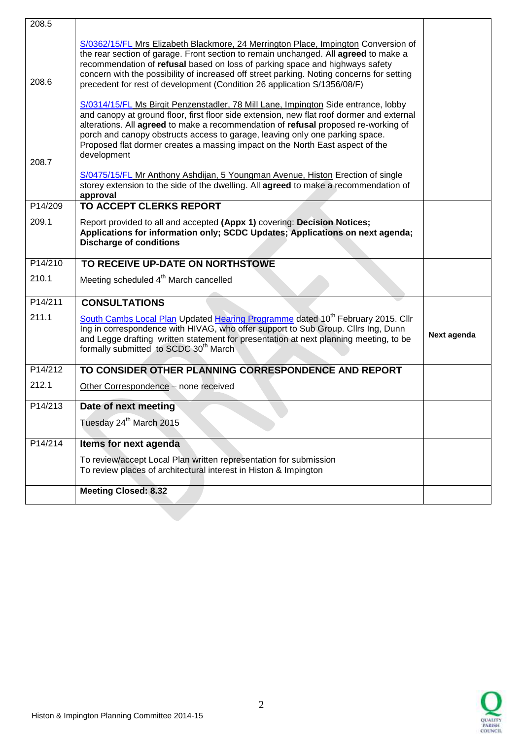| | | |
|---|---|---|
| 208.5<br><br>208.6<br><br>208.7 | S/0362/15/FL Mrs Elizabeth Blackmore, 24 Merrington Place, Impington Conversion of the rear section of garage. Front section to remain unchanged. All **agreed** to make a recommendation of **refusal** based on loss of parking space and highways safety concern with the possibility of increased off street parking. Noting concerns for setting precedent for rest of development (Condition 26 application S/1356/08/F)<br><br>S/0314/15/FL Ms Birgit Penzenstadler, 78 Mill Lane, Impington Side entrance, lobby and canopy at ground floor, first floor side extension, new flat roof dormer and external alterations. All **agreed** to make a recommendation of **refusal** proposed re-working of porch and canopy obstructs access to garage, leaving only one parking space. Proposed flat dormer creates a massing impact on the North East aspect of the development<br><br>S/0475/15/FL Mr Anthony Ashdijan, 5 Youngman Avenue, Histon Erection of single storey extension to the side of the dwelling. All **agreed** to make a recommendation of **approval** | |
| P14/209<br><br>209.1 | **TO ACCEPT CLERKS REPORT**<br><br>Report provided to all and accepted **(Appx 1)** covering: **Decision Notices; Applications for information only; SCDC Updates; Applications on next agenda; Discharge of conditions** | |
| P14/210<br><br>210.1 | **TO RECEIVE UP-DATE ON NORTHSTOWE**<br><br>Meeting scheduled 4th March cancelled | |
| P14/211<br><br>211.1 | **CONSULTATIONS**<br><br>South Cambs Local Plan Updated Hearing Programme dated 10th February 2015. Cllr Ing in correspondence with HIVAG, who offer support to Sub Group. Cllrs Ing, Dunn and Legge drafting written statement for presentation at next planning meeting, to be formally submitted to SCDC 30th March | **Next agenda** |
| P14/212<br><br>212.1 | **TO CONSIDER OTHER PLANNING CORRESPONDENCE AND REPORT**<br><br>Other Correspondence – none received | |
| P14/213 | **Date of next meeting**<br><br>Tuesday 24th March 2015 | |
| P14/214 | **Items for next agenda**<br><br>To review/accept Local Plan written representation for submission<br>To review places of architectural interest in Histon & Impington | |
| | **Meeting Closed: 8.32** | |